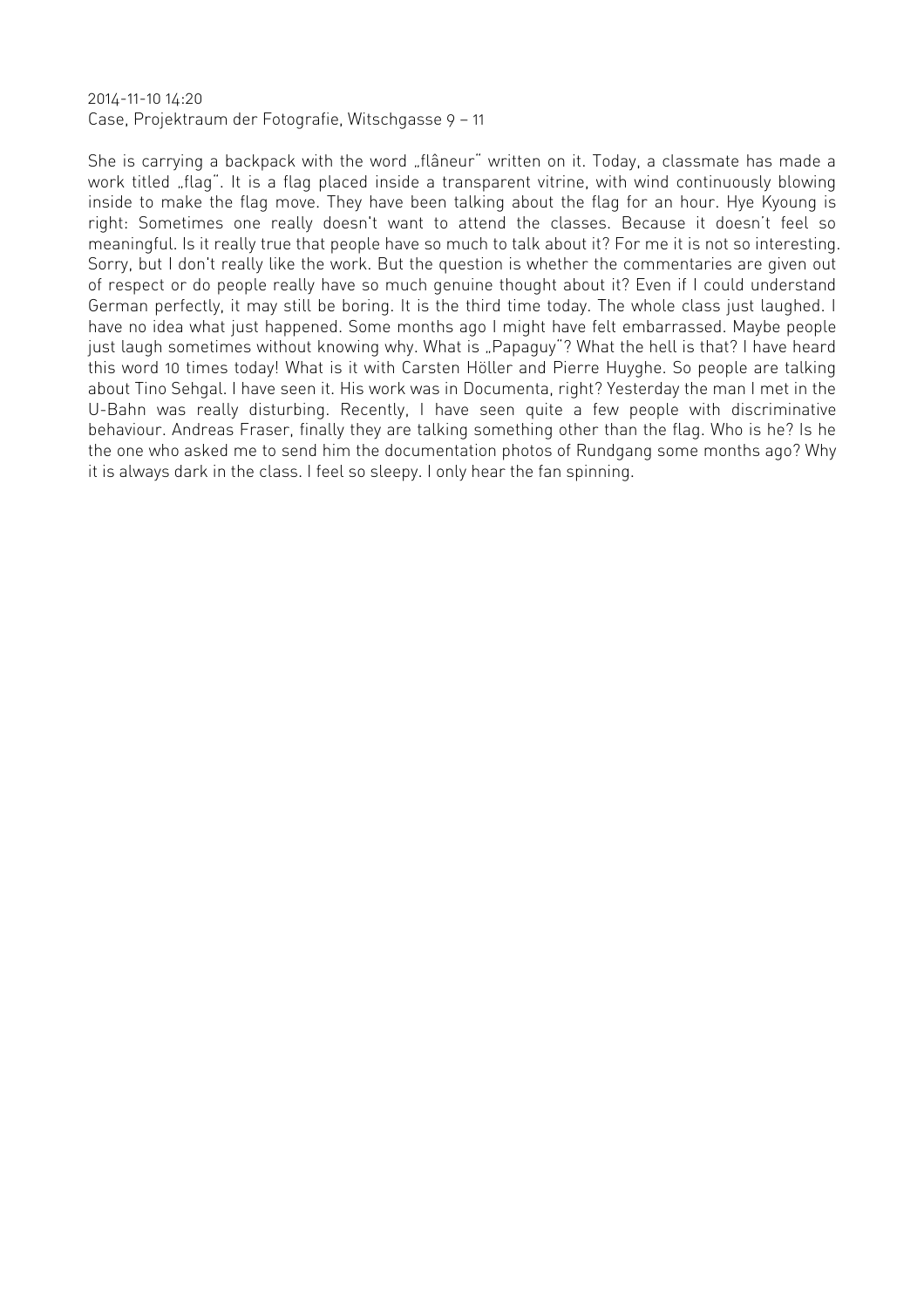2014-11-10 14:20
Case, Projektraum der Fotografie, Witschgasse 9 – 11

She is carrying a backpack with the word „flâneur" written on it. Today, a classmate has made a work titled „flag". It is a flag placed inside a transparent vitrine, with wind continuously blowing inside to make the flag move. They have been talking about the flag for an hour. Hye Kyoung is right: Sometimes one really doesn't want to attend the classes. Because it doesn't feel so meaningful. Is it really true that people have so much to talk about it? For me it is not so interesting. Sorry, but I don't really like the work. But the question is whether the commentaries are given out of respect or do people really have so much genuine thought about it? Even if I could understand German perfectly, it may still be boring. It is the third time today. The whole class just laughed. I have no idea what just happened. Some months ago I might have felt embarrassed. Maybe people just laugh sometimes without knowing why. What is „Papaguy"? What the hell is that? I have heard this word 10 times today! What is it with Carsten Höller and Pierre Huyghe. So people are talking about Tino Sehgal. I have seen it. His work was in Documenta, right? Yesterday the man I met in the U-Bahn was really disturbing. Recently, I have seen quite a few people with discriminative behaviour. Andreas Fraser, finally they are talking something other than the flag. Who is he? Is he the one who asked me to send him the documentation photos of Rundgang some months ago? Why it is always dark in the class. I feel so sleepy. I only hear the fan spinning.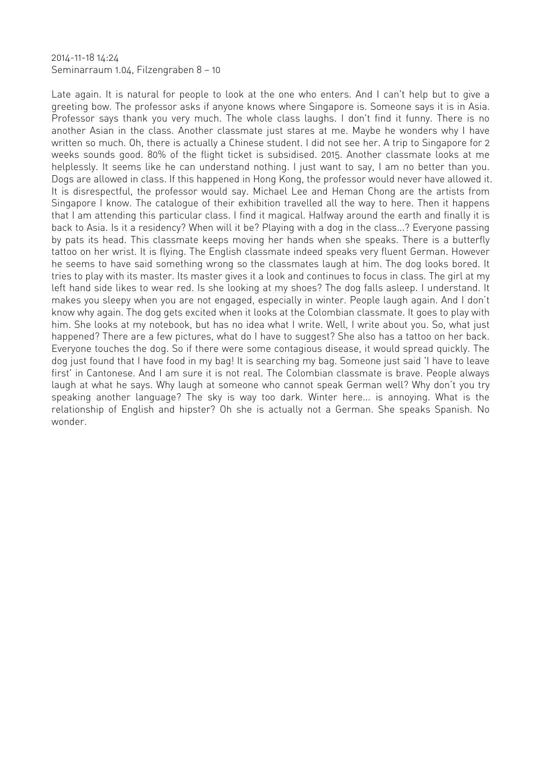2014-11-18 14:24
Seminarraum 1.04, Filzengraben 8 – 10

Late again. It is natural for people to look at the one who enters. And I can't help but to give a greeting bow. The professor asks if anyone knows where Singapore is. Someone says it is in Asia. Professor says thank you very much. The whole class laughs. I don't find it funny. There is no another Asian in the class. Another classmate just stares at me. Maybe he wonders why I have written so much. Oh, there is actually a Chinese student. I did not see her. A trip to Singapore for 2 weeks sounds good. 80% of the flight ticket is subsidised. 2015. Another classmate looks at me helplessly. It seems like he can understand nothing. I just want to say, I am no better than you. Dogs are allowed in class. If this happened in Hong Kong, the professor would never have allowed it. It is disrespectful, the professor would say. Michael Lee and Heman Chong are the artists from Singapore I know. The catalogue of their exhibition travelled all the way to here. Then it happens that I am attending this particular class. I find it magical. Halfway around the earth and finally it is back to Asia. Is it a residency? When will it be? Playing with a dog in the class...? Everyone passing by pats its head. This classmate keeps moving her hands when she speaks. There is a butterfly tattoo on her wrist. It is flying. The English classmate indeed speaks very fluent German. However he seems to have said something wrong so the classmates laugh at him. The dog looks bored. It tries to play with its master. Its master gives it a look and continues to focus in class. The girl at my left hand side likes to wear red. Is she looking at my shoes? The dog falls asleep. I understand. It makes you sleepy when you are not engaged, especially in winter. People laugh again. And I don't know why again. The dog gets excited when it looks at the Colombian classmate. It goes to play with him. She looks at my notebook, but has no idea what I write. Well, I write about you. So, what just happened? There are a few pictures, what do I have to suggest? She also has a tattoo on her back. Everyone touches the dog. So if there were some contagious disease, it would spread quickly. The dog just found that I have food in my bag! It is searching my bag. Someone just said 'I have to leave first' in Cantonese. And I am sure it is not real. The Colombian classmate is brave. People always laugh at what he says. Why laugh at someone who cannot speak German well? Why don't you try speaking another language? The sky is way too dark. Winter here... is annoying. What is the relationship of English and hipster? Oh she is actually not a German. She speaks Spanish. No wonder.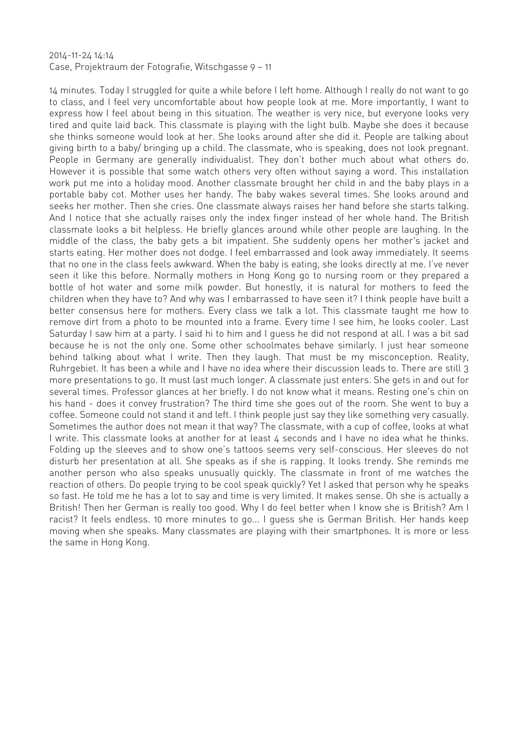2014-11-24 14:14
Case, Projektraum der Fotografie, Witschgasse 9 – 11

14 minutes. Today I struggled for quite a while before I left home. Although I really do not want to go to class, and I feel very uncomfortable about how people look at me. More importantly, I want to express how I feel about being in this situation. The weather is very nice, but everyone looks very tired and quite laid back. This classmate is playing with the light bulb. Maybe she does it because she thinks someone would look at her. She looks around after she did it. People are talking about giving birth to a baby/ bringing up a child. The classmate, who is speaking, does not look pregnant. People in Germany are generally individualist. They don't bother much about what others do. However it is possible that some watch others very often without saying a word. This installation work put me into a holiday mood. Another classmate brought her child in and the baby plays in a portable baby cot. Mother uses her handy. The baby wakes several times. She looks around and seeks her mother. Then she cries. One classmate always raises her hand before she starts talking. And I notice that she actually raises only the index finger instead of her whole hand. The British classmate looks a bit helpless. He briefly glances around while other people are laughing. In the middle of the class, the baby gets a bit impatient. She suddenly opens her mother's jacket and starts eating. Her mother does not dodge. I feel embarrassed and look away immediately. It seems that no one in the class feels awkward. When the baby is eating, she looks directly at me. I've never seen it like this before. Normally mothers in Hong Kong go to nursing room or they prepared a bottle of hot water and some milk powder. But honestly, it is natural for mothers to feed the children when they have to? And why was I embarrassed to have seen it? I think people have built a better consensus here for mothers. Every class we talk a lot. This classmate taught me how to remove dirt from a photo to be mounted into a frame. Every time I see him, he looks cooler. Last Saturday I saw him at a party. I said hi to him and I guess he did not respond at all. I was a bit sad because he is not the only one. Some other schoolmates behave similarly. I just hear someone behind talking about what I write. Then they laugh. That must be my misconception. Reality, Ruhrgebiet. It has been a while and I have no idea where their discussion leads to. There are still 3 more presentations to go. It must last much longer. A classmate just enters. She gets in and out for several times. Professor glances at her briefly. I do not know what it means. Resting one's chin on his hand - does it convey frustration? The third time she goes out of the room. She went to buy a coffee. Someone could not stand it and left. I think people just say they like something very casually. Sometimes the author does not mean it that way? The classmate, with a cup of coffee, looks at what I write. This classmate looks at another for at least 4 seconds and I have no idea what he thinks. Folding up the sleeves and to show one's tattoos seems very self-conscious. Her sleeves do not disturb her presentation at all. She speaks as if she is rapping. It looks trendy. She reminds me another person who also speaks unusually quickly. The classmate in front of me watches the reaction of others. Do people trying to be cool speak quickly? Yet I asked that person why he speaks so fast. He told me he has a lot to say and time is very limited. It makes sense. Oh she is actually a British! Then her German is really too good. Why I do feel better when I know she is British? Am I racist? It feels endless. 10 more minutes to go... I guess she is German British. Her hands keep moving when she speaks. Many classmates are playing with their smartphones. It is more or less the same in Hong Kong.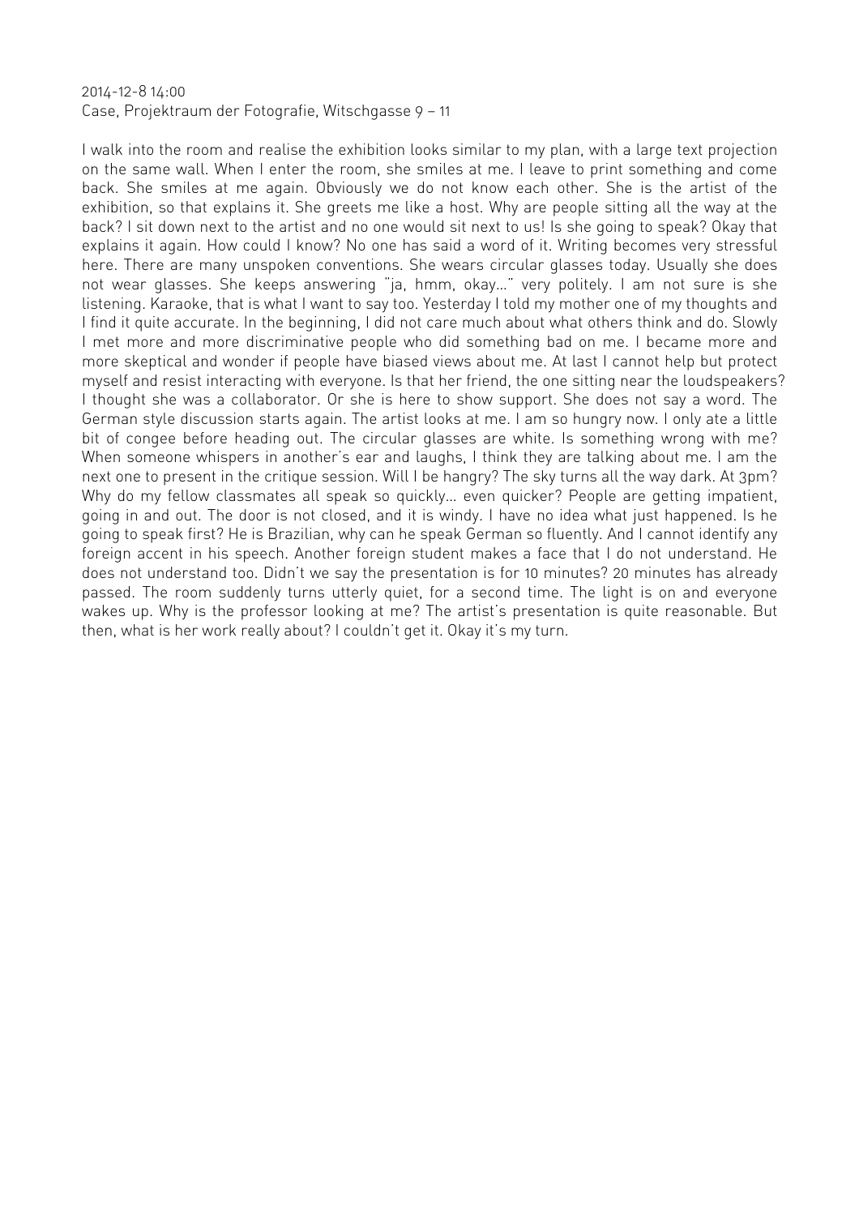2014-12-8 14:00
Case, Projektraum der Fotografie, Witschgasse 9 – 11

I walk into the room and realise the exhibition looks similar to my plan, with a large text projection on the same wall. When I enter the room, she smiles at me. I leave to print something and come back. She smiles at me again. Obviously we do not know each other. She is the artist of the exhibition, so that explains it. She greets me like a host. Why are people sitting all the way at the back? I sit down next to the artist and no one would sit next to us! Is she going to speak? Okay that explains it again. How could I know? No one has said a word of it. Writing becomes very stressful here. There are many unspoken conventions. She wears circular glasses today. Usually she does not wear glasses. She keeps answering "ja, hmm, okay…" very politely. I am not sure is she listening. Karaoke, that is what I want to say too. Yesterday I told my mother one of my thoughts and I find it quite accurate. In the beginning, I did not care much about what others think and do. Slowly I met more and more discriminative people who did something bad on me. I became more and more skeptical and wonder if people have biased views about me. At last I cannot help but protect myself and resist interacting with everyone. Is that her friend, the one sitting near the loudspeakers? I thought she was a collaborator. Or she is here to show support. She does not say a word. The German style discussion starts again. The artist looks at me. I am so hungry now. I only ate a little bit of congee before heading out. The circular glasses are white. Is something wrong with me? When someone whispers in another's ear and laughs, I think they are talking about me. I am the next one to present in the critique session. Will I be hangry? The sky turns all the way dark. At 3pm? Why do my fellow classmates all speak so quickly… even quicker? People are getting impatient, going in and out. The door is not closed, and it is windy. I have no idea what just happened. Is he going to speak first? He is Brazilian, why can he speak German so fluently. And I cannot identify any foreign accent in his speech. Another foreign student makes a face that I do not understand. He does not understand too. Didn't we say the presentation is for 10 minutes? 20 minutes has already passed. The room suddenly turns utterly quiet, for a second time. The light is on and everyone wakes up. Why is the professor looking at me? The artist's presentation is quite reasonable. But then, what is her work really about? I couldn't get it. Okay it's my turn.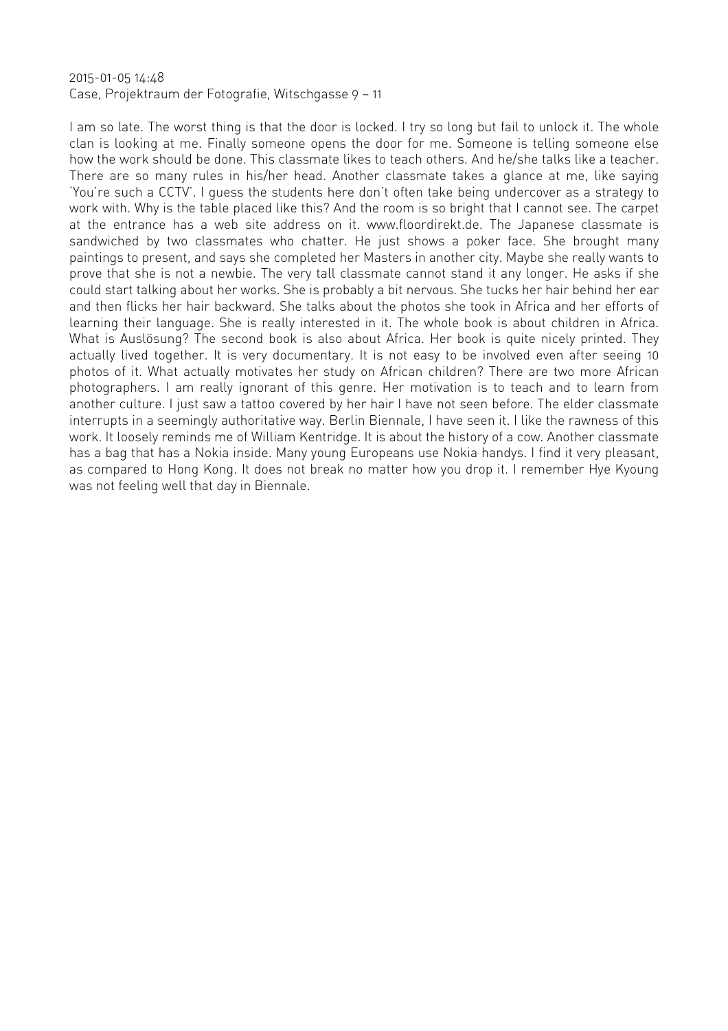2015-01-05 14:48
Case, Projektraum der Fotografie, Witschgasse 9 – 11

I am so late. The worst thing is that the door is locked. I try so long but fail to unlock it. The whole clan is looking at me. Finally someone opens the door for me. Someone is telling someone else how the work should be done. This classmate likes to teach others. And he/she talks like a teacher. There are so many rules in his/her head. Another classmate takes a glance at me, like saying 'You're such a CCTV'. I guess the students here don't often take being undercover as a strategy to work with. Why is the table placed like this? And the room is so bright that I cannot see. The carpet at the entrance has a web site address on it. www.floordirekt.de. The Japanese classmate is sandwiched by two classmates who chatter. He just shows a poker face. She brought many paintings to present, and says she completed her Masters in another city. Maybe she really wants to prove that she is not a newbie. The very tall classmate cannot stand it any longer. He asks if she could start talking about her works. She is probably a bit nervous. She tucks her hair behind her ear and then flicks her hair backward. She talks about the photos she took in Africa and her efforts of learning their language. She is really interested in it. The whole book is about children in Africa. What is Auslösung? The second book is also about Africa. Her book is quite nicely printed. They actually lived together. It is very documentary. It is not easy to be involved even after seeing 10 photos of it. What actually motivates her study on African children? There are two more African photographers. I am really ignorant of this genre. Her motivation is to teach and to learn from another culture. I just saw a tattoo covered by her hair I have not seen before. The elder classmate interrupts in a seemingly authoritative way. Berlin Biennale, I have seen it. I like the rawness of this work. It loosely reminds me of William Kentridge. It is about the history of a cow. Another classmate has a bag that has a Nokia inside. Many young Europeans use Nokia handys. I find it very pleasant, as compared to Hong Kong. It does not break no matter how you drop it. I remember Hye Kyoung was not feeling well that day in Biennale.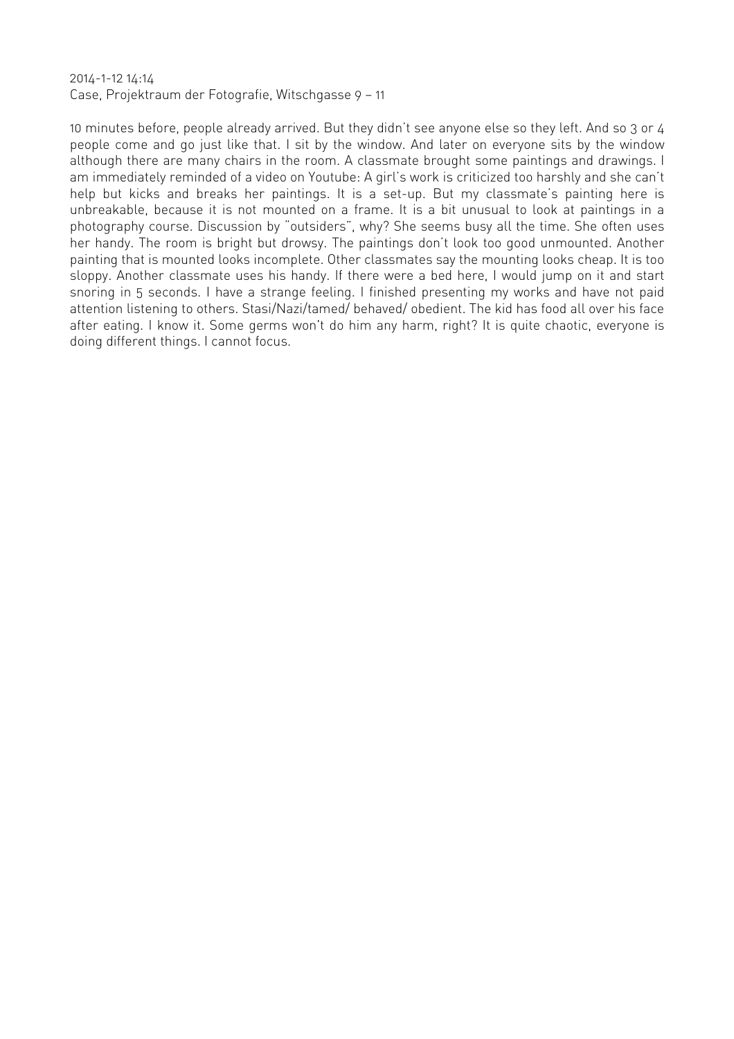2014-1-12 14:14
Case, Projektraum der Fotografie, Witschgasse 9 – 11

10 minutes before, people already arrived. But they didn't see anyone else so they left. And so 3 or 4 people come and go just like that. I sit by the window. And later on everyone sits by the window although there are many chairs in the room. A classmate brought some paintings and drawings. I am immediately reminded of a video on Youtube: A girl's work is criticized too harshly and she can't help but kicks and breaks her paintings. It is a set-up. But my classmate's painting here is unbreakable, because it is not mounted on a frame. It is a bit unusual to look at paintings in a photography course. Discussion by "outsiders", why? She seems busy all the time. She often uses her handy. The room is bright but drowsy. The paintings don't look too good unmounted. Another painting that is mounted looks incomplete. Other classmates say the mounting looks cheap. It is too sloppy. Another classmate uses his handy. If there were a bed here, I would jump on it and start snoring in 5 seconds. I have a strange feeling. I finished presenting my works and have not paid attention listening to others. Stasi/Nazi/tamed/ behaved/ obedient. The kid has food all over his face after eating. I know it. Some germs won't do him any harm, right? It is quite chaotic, everyone is doing different things. I cannot focus.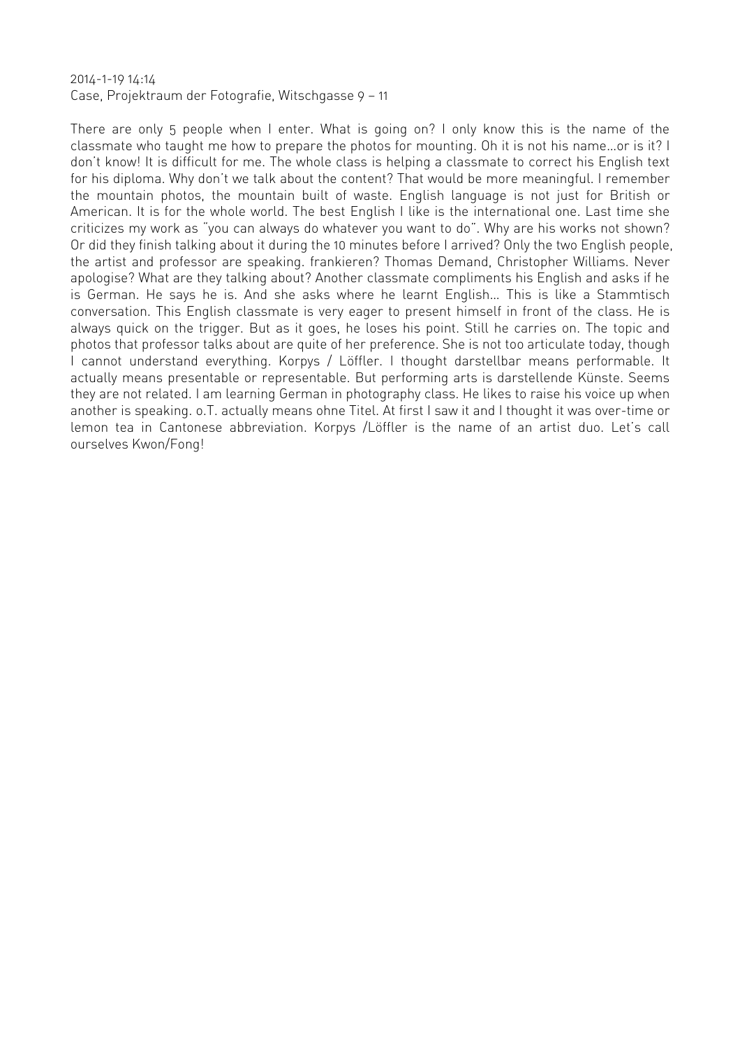2014-1-19 14:14
Case, Projektraum der Fotografie, Witschgasse 9 – 11

There are only 5 people when I enter. What is going on? I only know this is the name of the classmate who taught me how to prepare the photos for mounting. Oh it is not his name…or is it? I don't know! It is difficult for me. The whole class is helping a classmate to correct his English text for his diploma. Why don't we talk about the content? That would be more meaningful. I remember the mountain photos, the mountain built of waste. English language is not just for British or American. It is for the whole world. The best English I like is the international one. Last time she criticizes my work as "you can always do whatever you want to do". Why are his works not shown? Or did they finish talking about it during the 10 minutes before I arrived? Only the two English people, the artist and professor are speaking. frankieren? Thomas Demand, Christopher Williams. Never apologise? What are they talking about? Another classmate compliments his English and asks if he is German. He says he is. And she asks where he learnt English… This is like a Stammtisch conversation. This English classmate is very eager to present himself in front of the class. He is always quick on the trigger. But as it goes, he loses his point. Still he carries on. The topic and photos that professor talks about are quite of her preference. She is not too articulate today, though I cannot understand everything. Korpys / Löffler. I thought darstellbar means performable. It actually means presentable or representable. But performing arts is darstellende Künste. Seems they are not related. I am learning German in photography class. He likes to raise his voice up when another is speaking. o.T. actually means ohne Titel. At first I saw it and I thought it was over-time or lemon tea in Cantonese abbreviation. Korpys /Löffler is the name of an artist duo. Let's call ourselves Kwon/Fong!